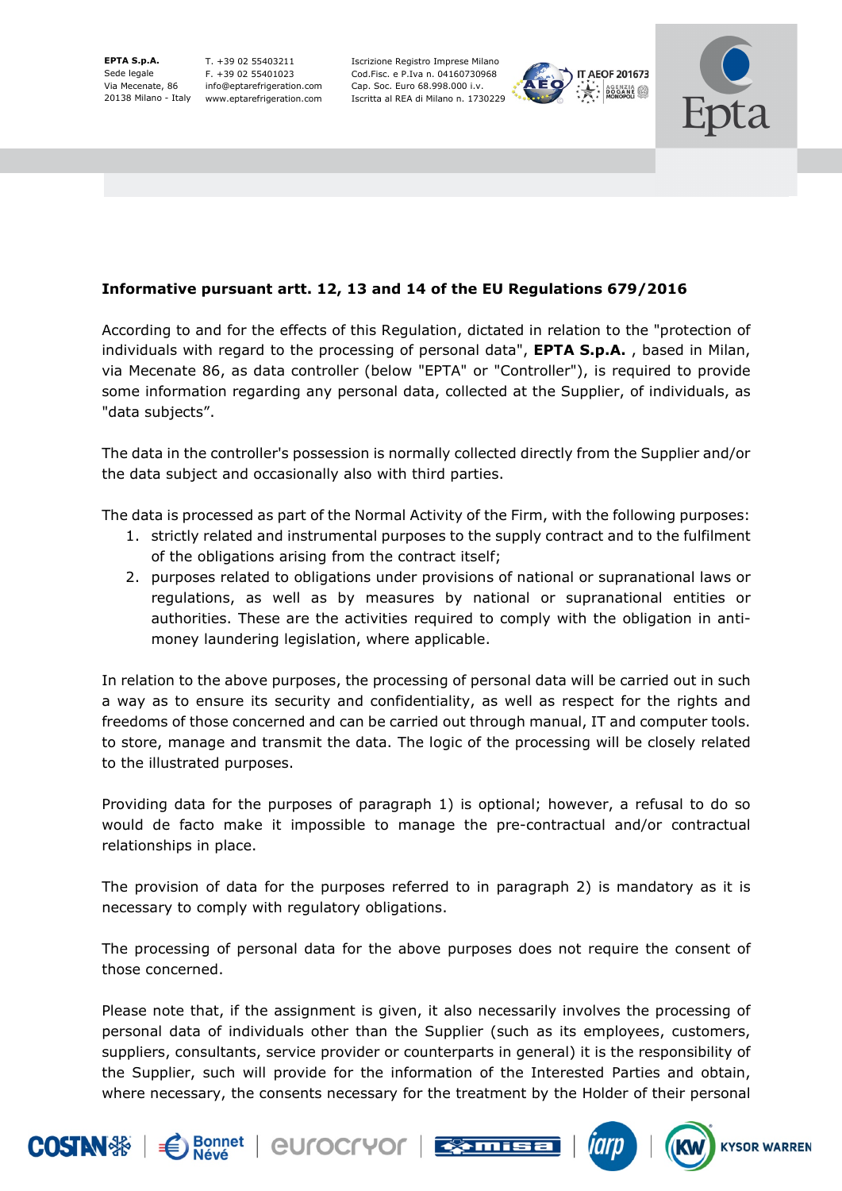**Informative pursuant artt. 12, 13 and 14 of the EU Regulations 679/2016**

According to and for the effects of this Regulation, dictated in relation to the "protection of individuals with regard to the processing of personal data", **EPTA S.p.A.** , based in Milan, via Mecenate 86, as data controller (below "EPTA" or "Controller"), is required to provide some information regarding any personal data, collected at the Supplier, of individuals, as "data subjects".

The data in the controller's possession is normally collected directly from the Supplier and/or the data subject and occasionally also with third parties.

The data is processed as part of the Normal Activity of the Firm, with the following purposes:

1. strictly related and instrumental purposes to the supply contract and to the fulfilment of the obligations arising from the contract itself;
2. purposes related to obligations under provisions of national or supranational laws or regulations, as well as by measures by national or supranational entities or authorities. These are the activities required to comply with the obligation in anti-money laundering legislation, where applicable.

In relation to the above purposes, the processing of personal data will be carried out in such a way as to ensure its security and confidentiality, as well as respect for the rights and freedoms of those concerned and can be carried out through manual, IT and computer tools. to store, manage and transmit the data. The logic of the processing will be closely related to the illustrated purposes.

Providing data for the purposes of paragraph 1) is optional; however, a refusal to do so would de facto make it impossible to manage the pre-contractual and/or contractual relationships in place.

The provision of data for the purposes referred to in paragraph 2) is mandatory as it is necessary to comply with regulatory obligations.

The processing of personal data for the above purposes does not require the consent of those concerned.

Please note that, if the assignment is given, it also necessarily involves the processing of personal data of individuals other than the Supplier (such as its employees, customers, suppliers, consultants, service provider or counterparts in general) it is the responsibility of the Supplier, such will provide for the information of the Interested Parties and obtain, where necessary, the consents necessary for the treatment by the Holder of their personal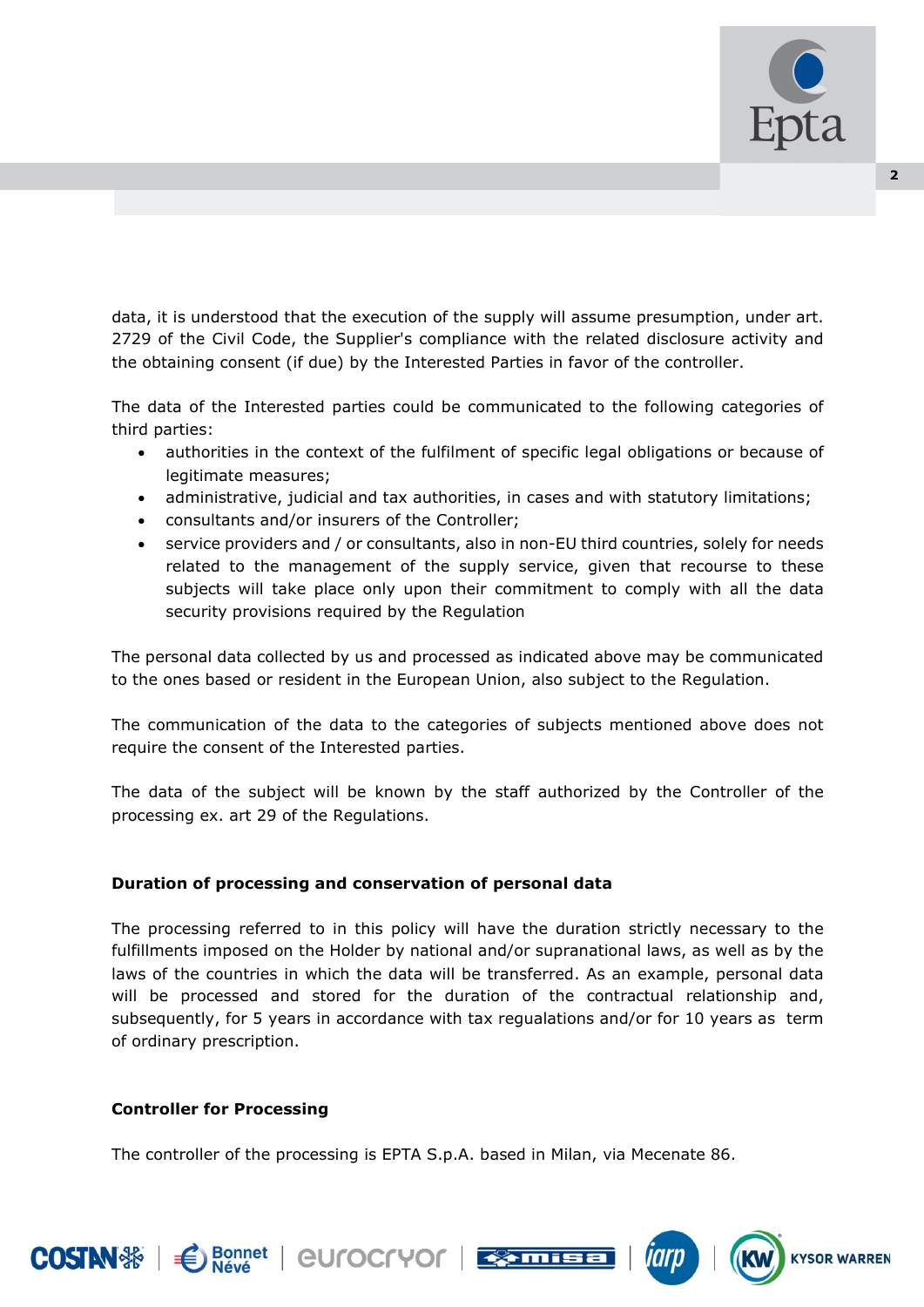data, it is understood that the execution of the supply will assume presumption, under art. 2729 of the Civil Code, the Supplier's compliance with the related disclosure activity and the obtaining consent (if due) by the Interested Parties in favor of the controller.

The data of the Interested parties could be communicated to the following categories of third parties:

- authorities in the context of the fulfilment of specific legal obligations or because of legitimate measures;
- administrative, judicial and tax authorities, in cases and with statutory limitations;
- consultants and/or insurers of the Controller;
- service providers and / or consultants, also in non-EU third countries, solely for needs related to the management of the supply service, given that recourse to these subjects will take place only upon their commitment to comply with all the data security provisions required by the Regulation

The personal data collected by us and processed as indicated above may be communicated to the ones based or resident in the European Union, also subject to the Regulation.

The communication of the data to the categories of subjects mentioned above does not require the consent of the Interested parties.

The data of the subject will be known by the staff authorized by the Controller of the processing ex. art 29 of the Regulations.

**Duration of processing and conservation of personal data**

The processing referred to in this policy will have the duration strictly necessary to the fulfillments imposed on the Holder by national and/or supranational laws, as well as by the laws of the countries in which the data will be transferred. As an example, personal data will be processed and stored for the duration of the contractual relationship and, subsequently, for 5 years in accordance with tax regualations and/or for 10 years as term of ordinary prescription.

**Controller for Processing**

The controller of the processing is EPTA S.p.A. based in Milan, via Mecenate 86.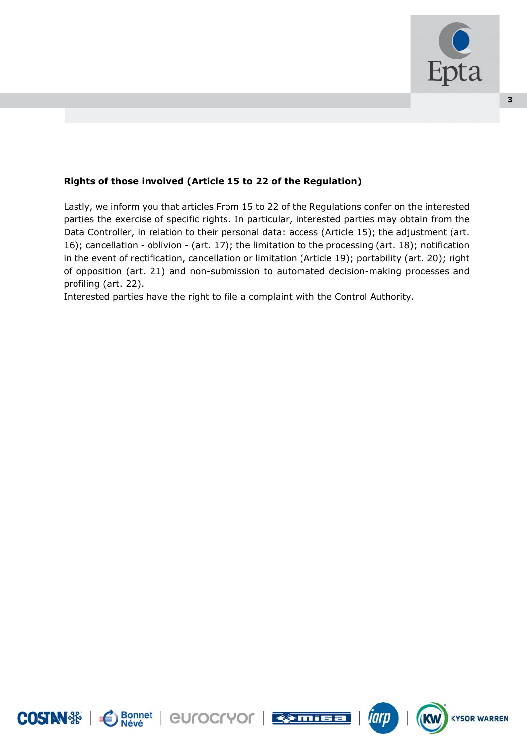**Rights of those involved (Article 15 to 22 of the Regulation)**

Lastly, we inform you that articles From 15 to 22 of the Regulations confer on the interested parties the exercise of specific rights. In particular, interested parties may obtain from the Data Controller, in relation to their personal data: access (Article 15); the adjustment (art. 16); cancellation - oblivion - (art. 17); the limitation to the processing (art. 18); notification in the event of rectification, cancellation or limitation (Article 19); portability (art. 20); right of opposition (art. 21) and non-submission to automated decision-making processes and profiling (art. 22).
Interested parties have the right to file a complaint with the Control Authority.